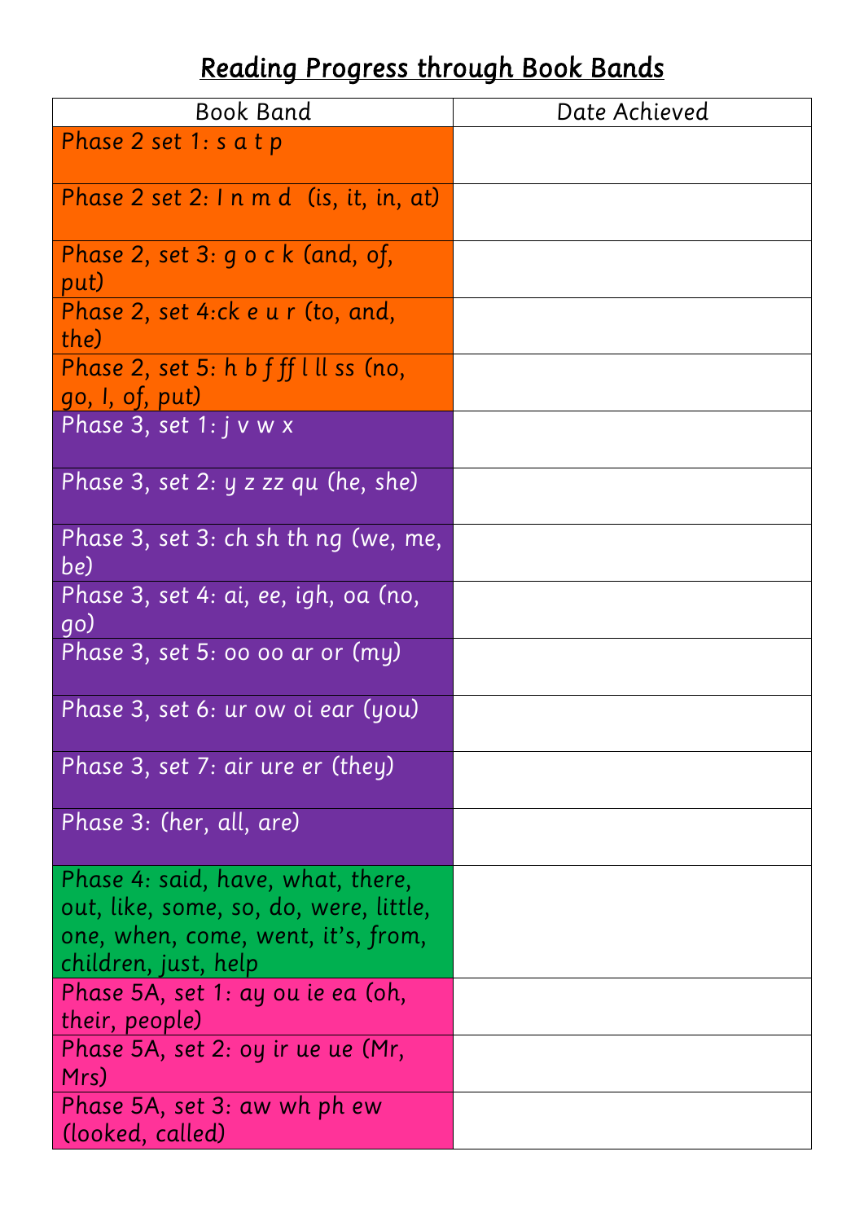# Reading Progress through Book Bands

| Book Band | Date Achieved |
|---|---|
| Phase 2 set 1: s a t p | |
| Phase 2 set 2: I n m d  (is, it, in, at) | |
| Phase 2, set 3: g o c k (and, of, put) | |
| Phase 2, set 4:ck e u r (to, and, the) | |
| Phase 2, set 5: h b f ff l ll ss (no, go, I, of, put) | |
| Phase 3, set 1: j v w x | |
| Phase 3, set 2: y z zz qu (he, she) | |
| Phase 3, set 3: ch sh th ng (we, me, be) | |
| Phase 3, set 4: ai, ee, igh, oa (no, go) | |
| Phase 3, set 5: oo oo ar or (my) | |
| Phase 3, set 6: ur ow oi ear (you) | |
| Phase 3, set 7: air ure er (they) | |
| Phase 3: (her, all, are) | |
| Phase 4: said, have, what, there, out, like, some, so, do, were, little, one, when, come, went, it's, from, children, just, help | |
| Phase 5A, set 1: ay ou ie ea (oh, their, people) | |
| Phase 5A, set 2: oy ir ue ue (Mr, Mrs) | |
| Phase 5A, set 3: aw wh ph ew (looked, called) | |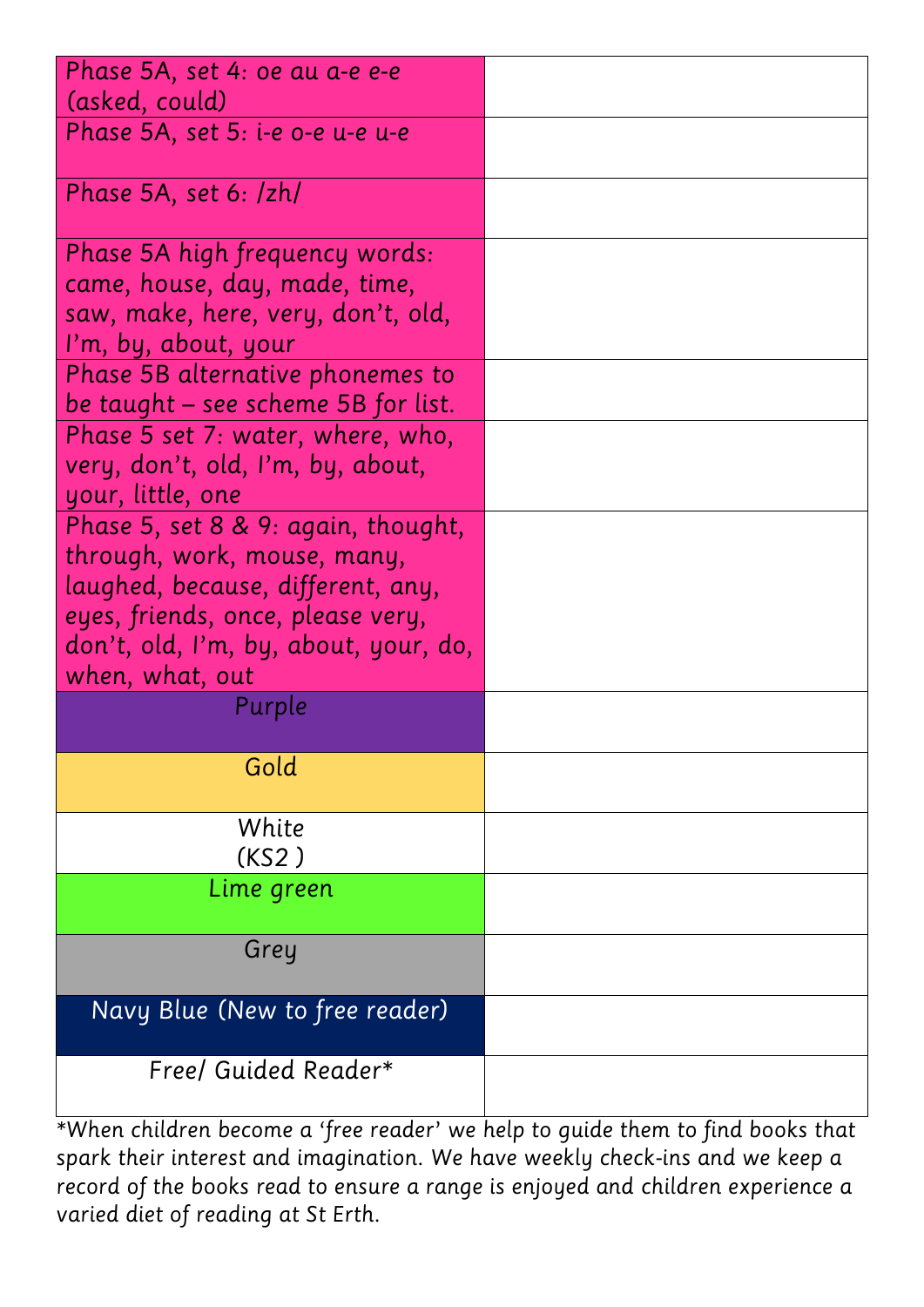| | |
|---|---|
| Phase 5A, set 4: oe au a-e e-e (asked, could) | |
| Phase 5A, set 5: i-e o-e u-e u-e | |
| Phase 5A, set 6: /zh/ | |
| Phase 5A high frequency words: came, house, day, made, time, saw, make, here, very, don't, old, I'm, by, about, your | |
| Phase 5B alternative phonemes to be taught – see scheme 5B for list. | |
| Phase 5 set 7: water, where, who, very, don't, old, I'm, by, about, your, little, one | |
| Phase 5, set 8 & 9: again, thought, through, work, mouse, many, laughed, because, different, any, eyes, friends, once, please very, don't, old, I'm, by, about, your, do, when, what, out | |
| Purple | |
| Gold | |
| White (KS2 ) | |
| Lime green | |
| Grey | |
| Navy Blue (New to free reader) | |
| Free/ Guided Reader* | |

*When children become a 'free reader' we help to guide them to find books that spark their interest and imagination. We have weekly check-ins and we keep a record of the books read to ensure a range is enjoyed and children experience a varied diet of reading at St Erth.